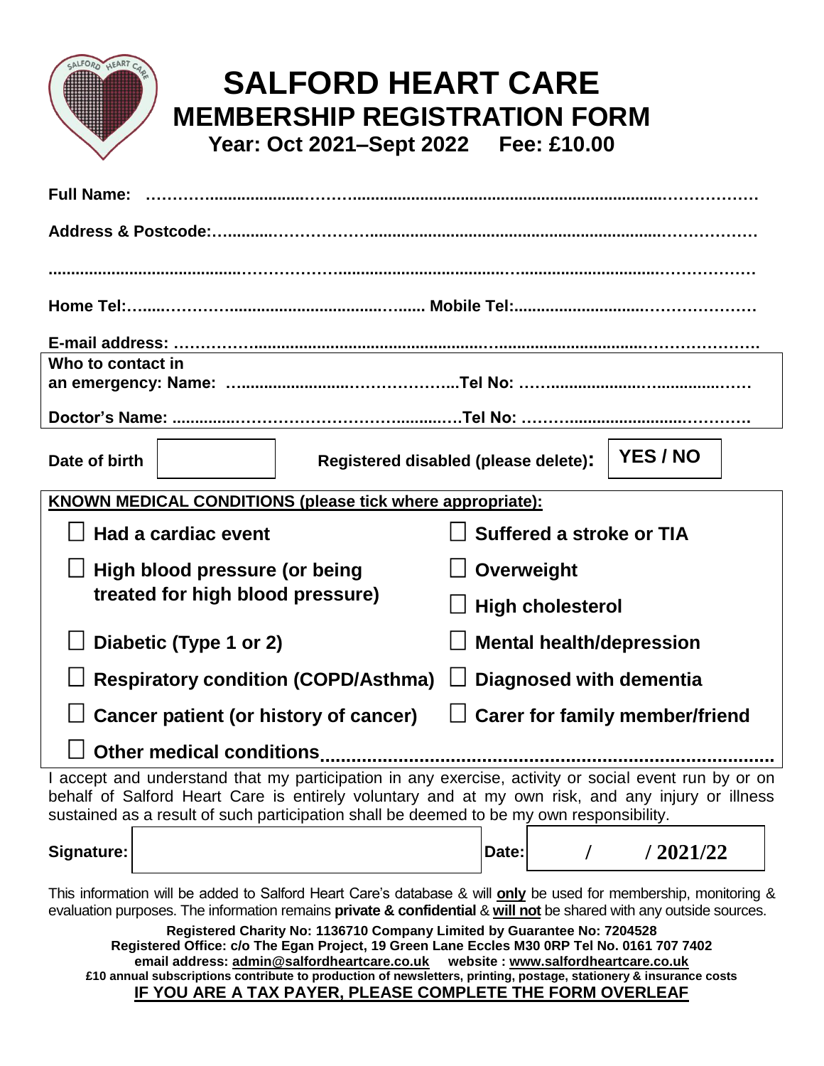# SALFORD HEART CARE
## MEMBERSHIP REGISTRATION FORM
**Year: Oct 2021–Sept 2022 Fee: £10.00**

**Full Name:** ……………………………………………………………………………………………

**Address & Postcode:**………………………………………………………………………………

……………………………………………………………………………………………………………

**Home Tel:**………………………………………… **Mobile Tel:**……………………………………

**E-mail address:** ………………………………………………………………………………………

**Who to contact in an emergency: Name:** ………………………………… **Tel No:** ……………………………………

**Doctor's Name:** ………………………………………… **Tel No:** ……………………………………

| Date of birth | | Registered disabled (please delete): | YES / NO |
|---|---|---|---|

**KNOWN MEDICAL CONDITIONS (please tick where appropriate):**

- ☐ **Had a cardiac event**
- ☐ **Suffered a stroke or TIA**
- ☐ **High blood pressure (or being treated for high blood pressure)**
- ☐ **Overweight**
- ☐ **High cholesterol**
- ☐ **Diabetic (Type 1 or 2)**
- ☐ **Mental health/depression**
- ☐ **Respiratory condition (COPD/Asthma)**
- ☐ **Diagnosed with dementia**
- ☐ **Cancer patient (or history of cancer)**
- ☐ **Carer for family member/friend**
- ☐ **Other medical conditions**……………………………………………………………………

I accept and understand that my participation in any exercise, activity or social event run by or on behalf of Salford Heart Care is entirely voluntary and at my own risk, and any injury or illness sustained as a result of such participation shall be deemed to be my own responsibility.

| Signature: | | Date: | / / 2021/22 |
|---|---|---|---|

This information will be added to Salford Heart Care's database & will **only** be used for membership, monitoring & evaluation purposes. The information remains **private & confidential** & **will not** be shared with any outside sources.

**Registered Charity No: 1136710 Company Limited by Guarantee No: 7204528**
**Registered Office: c/o The Egan Project, 19 Green Lane Eccles M30 0RP Tel No. 0161 707 7402**
**email address: admin@salfordheartcare.co.uk website : www.salfordheartcare.co.uk**
**£10 annual subscriptions contribute to production of newsletters, printing, postage, stationery & insurance costs**

**IF YOU ARE A TAX PAYER, PLEASE COMPLETE THE FORM OVERLEAF**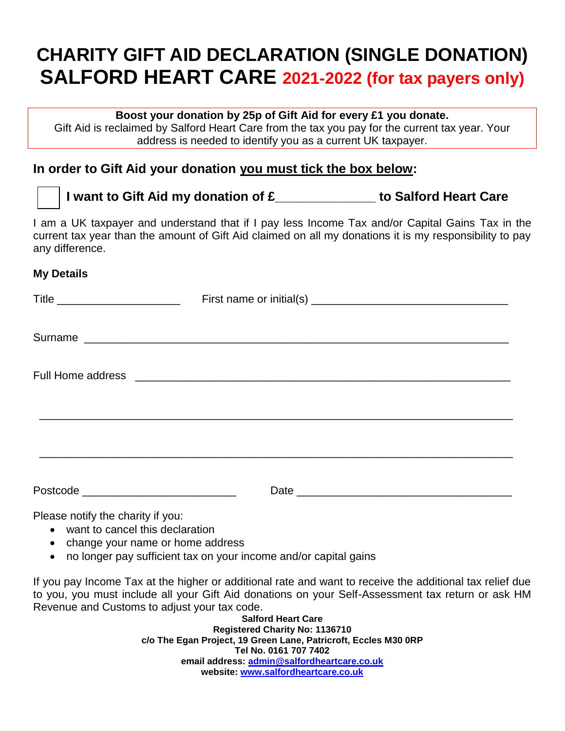# CHARITY GIFT AID DECLARATION (SINGLE DONATION) SALFORD HEART CARE 2021-2022 (for tax payers only)

**Boost your donation by 25p of Gift Aid for every £1 you donate.**
Gift Aid is reclaimed by Salford Heart Care from the tax you pay for the current tax year. Your address is needed to identify you as a current UK taxpayer.

## In order to Gift Aid your donation you must tick the box below:

☐ **I want to Gift Aid my donation of £______________ to Salford Heart Care**

I am a UK taxpayer and understand that if I pay less Income Tax and/or Capital Gains Tax in the current tax year than the amount of Gift Aid claimed on all my donations it is my responsibility to pay any difference.

**My Details**

Title ____________________ First name or initial(s) ________________________________

Surname ____________________________________________________________________

Full Home address ____________________________________________________________

______________________________________________________________________________

______________________________________________________________________________

Postcode _________________________ Date ___________________________________

Please notify the charity if you:

- want to cancel this declaration
- change your name or home address
- no longer pay sufficient tax on your income and/or capital gains

If you pay Income Tax at the higher or additional rate and want to receive the additional tax relief due to you, you must include all your Gift Aid donations on your Self-Assessment tax return or ask HM Revenue and Customs to adjust your tax code.

**Salford Heart Care**
**Registered Charity No: 1136710**
**c/o The Egan Project, 19 Green Lane, Patricroft, Eccles M30 0RP**
**Tel No. 0161 707 7402**
**email address: admin@salfordheartcare.co.uk**
**website: www.salfordheartcare.co.uk**